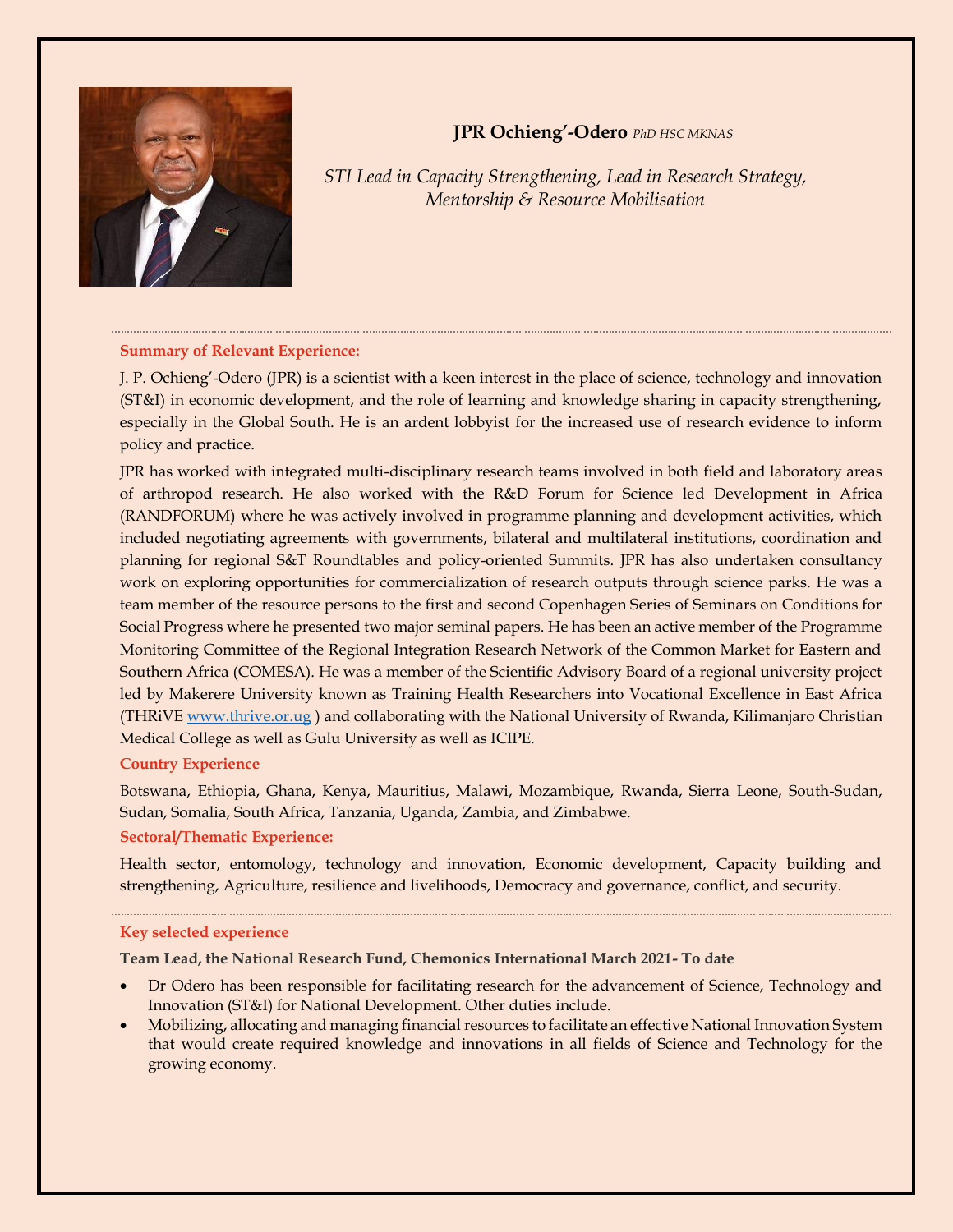# JPR Ochieng'-Odero *PhD HSC MKNAS*

*STI Lead in Capacity Strengthening, Lead in Research Strategy, Mentorship & Resource Mobilisation*

---

### Summary of Relevant Experience:

J. P. Ochieng'-Odero (JPR) is a scientist with a keen interest in the place of science, technology and innovation (ST&I) in economic development, and the role of learning and knowledge sharing in capacity strengthening, especially in the Global South. He is an ardent lobbyist for the increased use of research evidence to inform policy and practice.

JPR has worked with integrated multi-disciplinary research teams involved in both field and laboratory areas of arthropod research. He also worked with the R&D Forum for Science led Development in Africa (RANDFORUM) where he was actively involved in programme planning and development activities, which included negotiating agreements with governments, bilateral and multilateral institutions, coordination and planning for regional S&T Roundtables and policy-oriented Summits. JPR has also undertaken consultancy work on exploring opportunities for commercialization of research outputs through science parks. He was a team member of the resource persons to the first and second Copenhagen Series of Seminars on Conditions for Social Progress where he presented two major seminal papers. He has been an active member of the Programme Monitoring Committee of the Regional Integration Research Network of the Common Market for Eastern and Southern Africa (COMESA). He was a member of the Scientific Advisory Board of a regional university project led by Makerere University known as Training Health Researchers into Vocational Excellence in East Africa (THRiVE [www.thrive.or.ug](http://www.thrive.or.ug) ) and collaborating with the National University of Rwanda, Kilimanjaro Christian Medical College as well as Gulu University as well as ICIPE.

### Country Experience

Botswana, Ethiopia, Ghana, Kenya, Mauritius, Malawi, Mozambique, Rwanda, Sierra Leone, South-Sudan, Sudan, Somalia, South Africa, Tanzania, Uganda, Zambia, and Zimbabwe.

### Sectoral/Thematic Experience:

Health sector, entomology, technology and innovation, Economic development, Capacity building and strengthening, Agriculture, resilience and livelihoods, Democracy and governance, conflict, and security.

---

### Key selected experience

**Team Lead, the National Research Fund, Chemonics International March 2021- To date**

- Dr Odero has been responsible for facilitating research for the advancement of Science, Technology and Innovation (ST&I) for National Development. Other duties include.
- Mobilizing, allocating and managing financial resources to facilitate an effective National Innovation System that would create required knowledge and innovations in all fields of Science and Technology for the growing economy.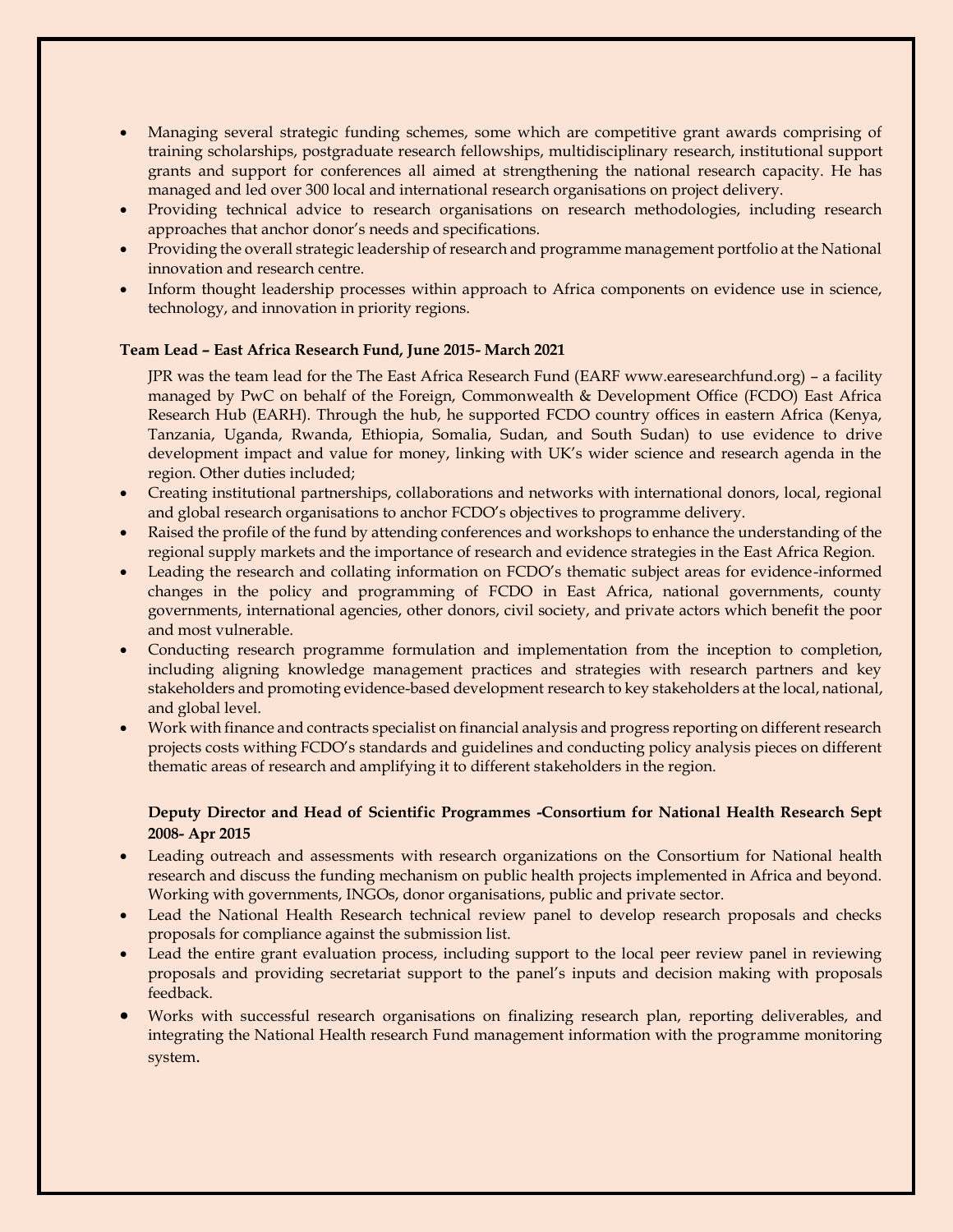- Managing several strategic funding schemes, some which are competitive grant awards comprising of training scholarships, postgraduate research fellowships, multidisciplinary research, institutional support grants and support for conferences all aimed at strengthening the national research capacity. He has managed and led over 300 local and international research organisations on project delivery.
- Providing technical advice to research organisations on research methodologies, including research approaches that anchor donor's needs and specifications.
- Providing the overall strategic leadership of research and programme management portfolio at the National innovation and research centre.
- Inform thought leadership processes within approach to Africa components on evidence use in science, technology, and innovation in priority regions.

**Team Lead – East Africa Research Fund, June 2015- March 2021**

JPR was the team lead for the The East Africa Research Fund (EARF www.earesearchfund.org) – a facility managed by PwC on behalf of the Foreign, Commonwealth & Development Office (FCDO) East Africa Research Hub (EARH). Through the hub, he supported FCDO country offices in eastern Africa (Kenya, Tanzania, Uganda, Rwanda, Ethiopia, Somalia, Sudan, and South Sudan) to use evidence to drive development impact and value for money, linking with UK's wider science and research agenda in the region. Other duties included;

- Creating institutional partnerships, collaborations and networks with international donors, local, regional and global research organisations to anchor FCDO's objectives to programme delivery.
- Raised the profile of the fund by attending conferences and workshops to enhance the understanding of the regional supply markets and the importance of research and evidence strategies in the East Africa Region.
- Leading the research and collating information on FCDO's thematic subject areas for evidence-informed changes in the policy and programming of FCDO in East Africa, national governments, county governments, international agencies, other donors, civil society, and private actors which benefit the poor and most vulnerable.
- Conducting research programme formulation and implementation from the inception to completion, including aligning knowledge management practices and strategies with research partners and key stakeholders and promoting evidence-based development research to key stakeholders at the local, national, and global level.
- Work with finance and contracts specialist on financial analysis and progress reporting on different research projects costs withing FCDO's standards and guidelines and conducting policy analysis pieces on different thematic areas of research and amplifying it to different stakeholders in the region.

**Deputy Director and Head of Scientific Programmes -Consortium for National Health Research Sept 2008- Apr 2015**

- Leading outreach and assessments with research organizations on the Consortium for National health research and discuss the funding mechanism on public health projects implemented in Africa and beyond. Working with governments, INGOs, donor organisations, public and private sector.
- Lead the National Health Research technical review panel to develop research proposals and checks proposals for compliance against the submission list.
- Lead the entire grant evaluation process, including support to the local peer review panel in reviewing proposals and providing secretariat support to the panel's inputs and decision making with proposals feedback.
- Works with successful research organisations on finalizing research plan, reporting deliverables, and integrating the National Health research Fund management information with the programme monitoring system.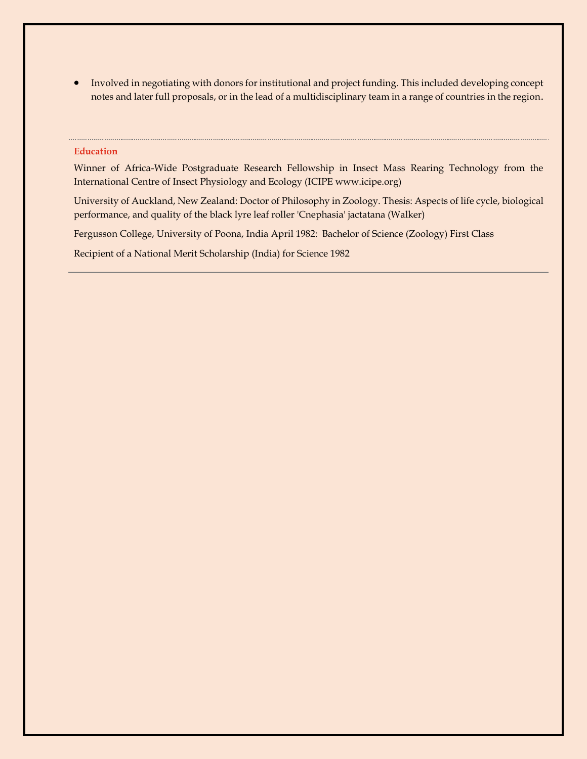- Involved in negotiating with donors for institutional and project funding. This included developing concept notes and later full proposals, or in the lead of a multidisciplinary team in a range of countries in the region.

---

## Education

Winner of Africa-Wide Postgraduate Research Fellowship in Insect Mass Rearing Technology from the International Centre of Insect Physiology and Ecology (ICIPE www.icipe.org)

University of Auckland, New Zealand: Doctor of Philosophy in Zoology. Thesis: Aspects of life cycle, biological performance, and quality of the black lyre leaf roller 'Cnephasia' jactatana (Walker)

Fergusson College, University of Poona, India April 1982: Bachelor of Science (Zoology) First Class

Recipient of a National Merit Scholarship (India) for Science 1982